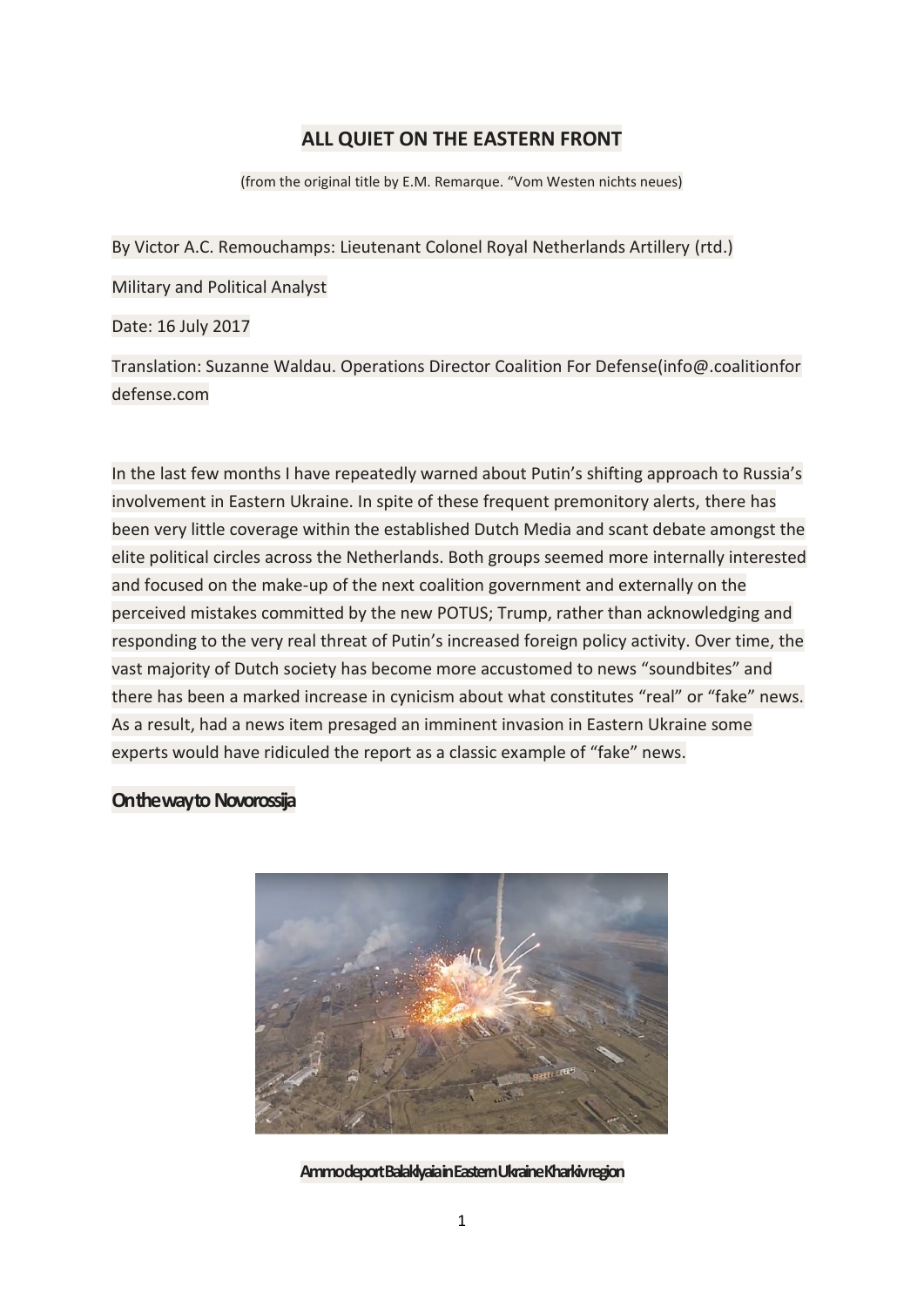# ALL QUIET ON THE EASTERN FRONT

(from the original title by E.M. Remarque. "Vom Westen nichts neues)

By Victor A.C. Remouchamps: Lieutenant Colonel Royal Netherlands Artillery (rtd.)

Military and Political Analyst

Date: 16 July 2017

Translation: Suzanne Waldau. Operations Director Coalition For Defense(info@.coalitionfor defense.com

In the last few months I have repeatedly warned about Putin's shifting approach to Russia's involvement in Eastern Ukraine. In spite of these frequent premonitory alerts, there has been very little coverage within the established Dutch Media and scant debate amongst the elite political circles across the Netherlands. Both groups seemed more internally interested and focused on the make-up of the next coalition government and externally on the perceived mistakes committed by the new POTUS; Trump, rather than acknowledging and responding to the very real threat of Putin's increased foreign policy activity. Over time, the vast majority of Dutch society has become more accustomed to news "soundbites" and there has been a marked increase in cynicism about what constitutes "real" or "fake" news. As a result, had a news item presaged an imminent invasion in Eastern Ukraine some experts would have ridiculed the report as a classic example of "fake" news.

## On the way to Novorossija

Ammo deport Balaklyaia in Eastern Ukraine Kharkiv region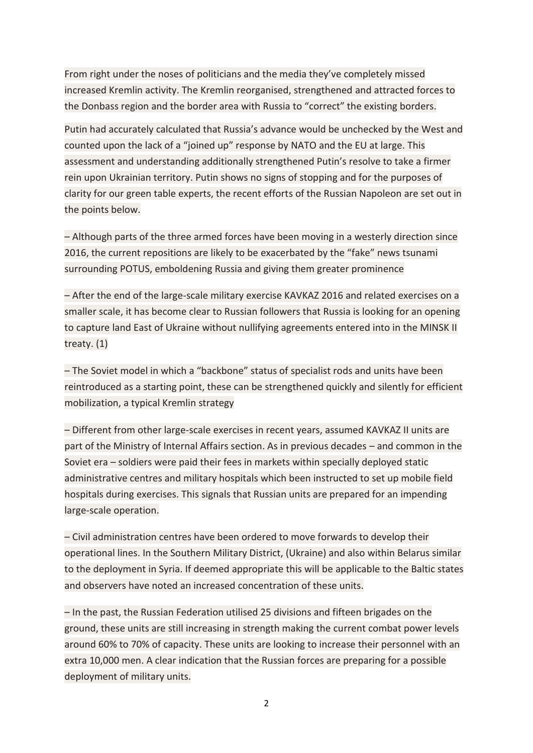From right under the noses of politicians and the media they've completely missed increased Kremlin activity. The Kremlin reorganised, strengthened and attracted forces to the Donbass region and the border area with Russia to "correct" the existing borders.

Putin had accurately calculated that Russia's advance would be unchecked by the West and counted upon the lack of a "joined up" response by NATO and the EU at large. This assessment and understanding additionally strengthened Putin's resolve to take a firmer rein upon Ukrainian territory. Putin shows no signs of stopping and for the purposes of clarity for our green table experts, the recent efforts of the Russian Napoleon are set out in the points below.

– Although parts of the three armed forces have been moving in a westerly direction since 2016, the current repositions are likely to be exacerbated by the "fake" news tsunami surrounding POTUS, emboldening Russia and giving them greater prominence

– After the end of the large-scale military exercise KAVKAZ 2016 and related exercises on a smaller scale, it has become clear to Russian followers that Russia is looking for an opening to capture land East of Ukraine without nullifying agreements entered into in the MINSK II treaty. (1)

– The Soviet model in which a "backbone" status of specialist rods and units have been reintroduced as a starting point, these can be strengthened quickly and silently for efficient mobilization, a typical Kremlin strategy

– Different from other large-scale exercises in recent years, assumed KAVKAZ II units are part of the Ministry of Internal Affairs section. As in previous decades – and common in the Soviet era – soldiers were paid their fees in markets within specially deployed static administrative centres and military hospitals which been instructed to set up mobile field hospitals during exercises. This signals that Russian units are prepared for an impending large-scale operation.

– Civil administration centres have been ordered to move forwards to develop their operational lines. In the Southern Military District, (Ukraine) and also within Belarus similar to the deployment in Syria. If deemed appropriate this will be applicable to the Baltic states and observers have noted an increased concentration of these units.

– In the past, the Russian Federation utilised 25 divisions and fifteen brigades on the ground, these units are still increasing in strength making the current combat power levels around 60% to 70% of capacity. These units are looking to increase their personnel with an extra 10,000 men. A clear indication that the Russian forces are preparing for a possible deployment of military units.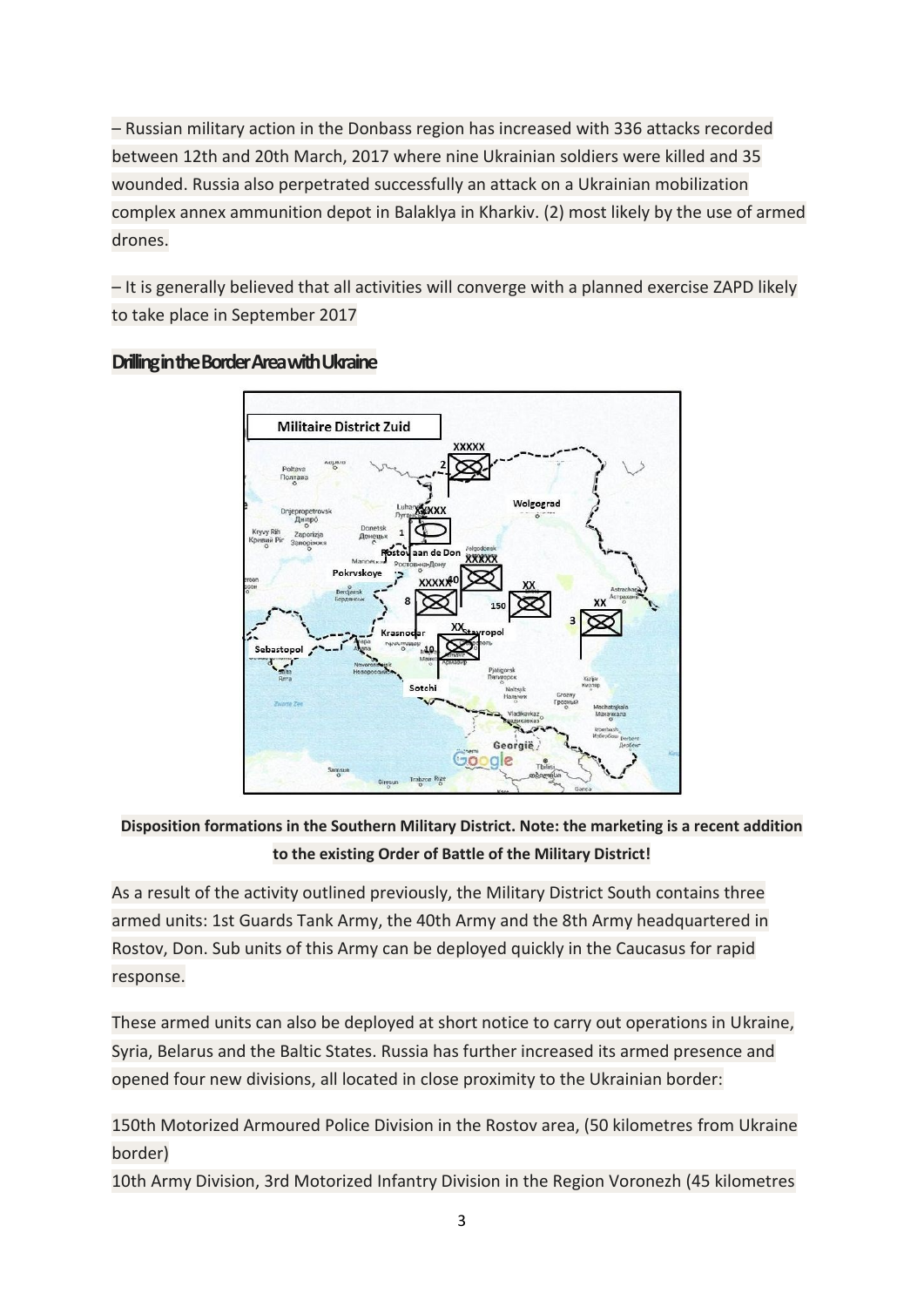– Russian military action in the Donbass region has increased with 336 attacks recorded between 12th and 20th March, 2017 where nine Ukrainian soldiers were killed and 35 wounded. Russia also perpetrated successfully an attack on a Ukrainian mobilization complex annex ammunition depot in Balaklya in Kharkiv. (2) most likely by the use of armed drones.

– It is generally believed that all activities will converge with a planned exercise ZAPD likely to take place in September 2017

## Drilling in the Border Area with Ukraine

**Disposition formations in the Southern Military District. Note: the marketing is a recent addition to the existing Order of Battle of the Military District!**

As a result of the activity outlined previously, the Military District South contains three armed units: 1st Guards Tank Army, the 40th Army and the 8th Army headquartered in Rostov, Don. Sub units of this Army can be deployed quickly in the Caucasus for rapid response.

These armed units can also be deployed at short notice to carry out operations in Ukraine, Syria, Belarus and the Baltic States. Russia has further increased its armed presence and opened four new divisions, all located in close proximity to the Ukrainian border:

150th Motorized Armoured Police Division in the Rostov area, (50 kilometres from Ukraine border)
10th Army Division, 3rd Motorized Infantry Division in the Region Voronezh (45 kilometres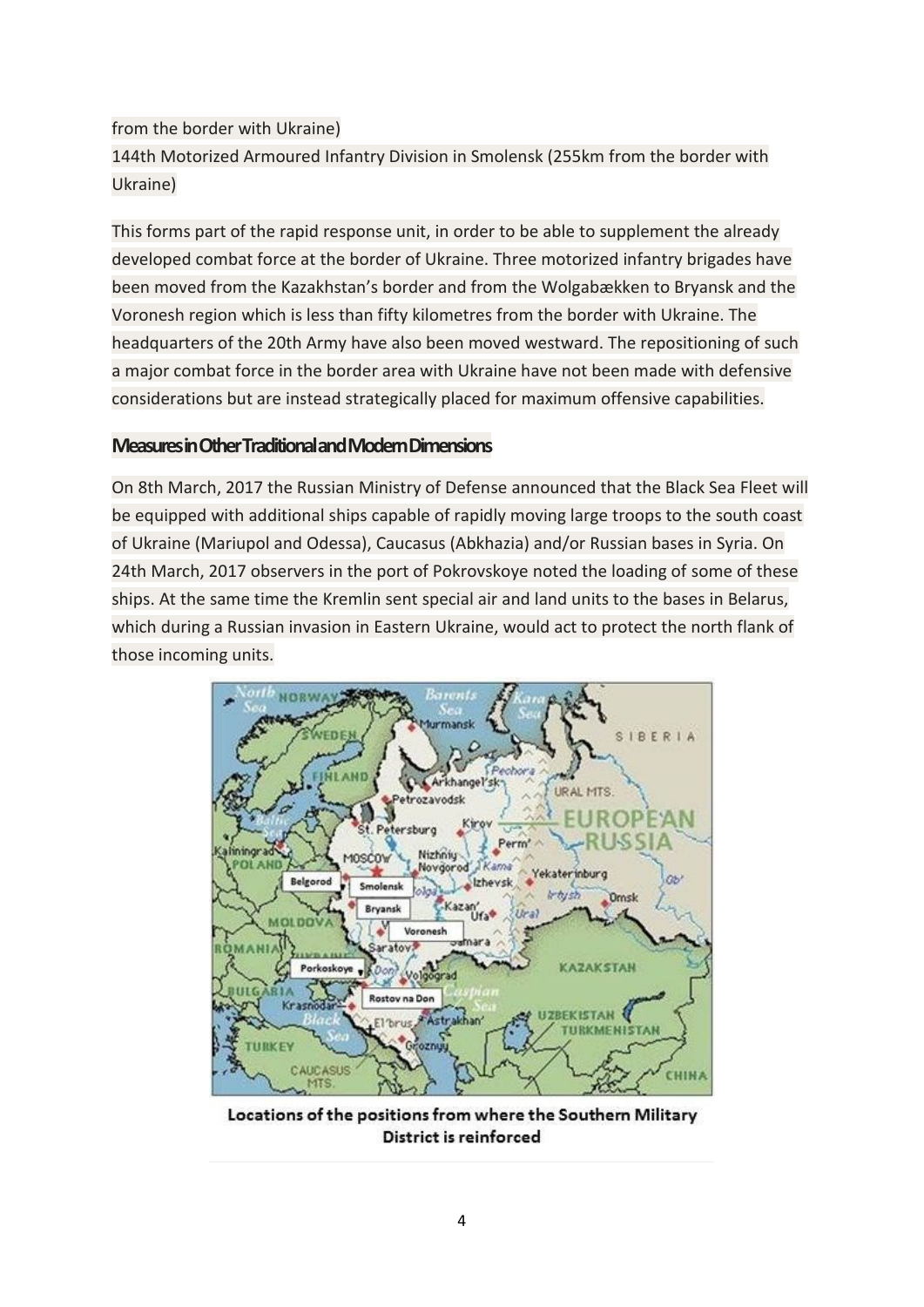from the border with Ukraine)

144th Motorized Armoured Infantry Division in Smolensk (255km from the border with Ukraine)

This forms part of the rapid response unit, in order to be able to supplement the already developed combat force at the border of Ukraine. Three motorized infantry brigades have been moved from the Kazakhstan's border and from the Wolgabækken to Bryansk and the Voronesh region which is less than fifty kilometres from the border with Ukraine. The headquarters of the 20th Army have also been moved westward. The repositioning of such a major combat force in the border area with Ukraine have not been made with defensive considerations but are instead strategically placed for maximum offensive capabilities.

## Measures in Other Traditional and Modern Dimensions

On 8th March, 2017 the Russian Ministry of Defense announced that the Black Sea Fleet will be equipped with additional ships capable of rapidly moving large troops to the south coast of Ukraine (Mariupol and Odessa), Caucasus (Abkhazia) and/or Russian bases in Syria. On 24th March, 2017 observers in the port of Pokrovskoye noted the loading of some of these ships. At the same time the Kremlin sent special air and land units to the bases in Belarus, which during a Russian invasion in Eastern Ukraine, would act to protect the north flank of those incoming units.

**Locations of the positions from where the Southern Military District is reinforced**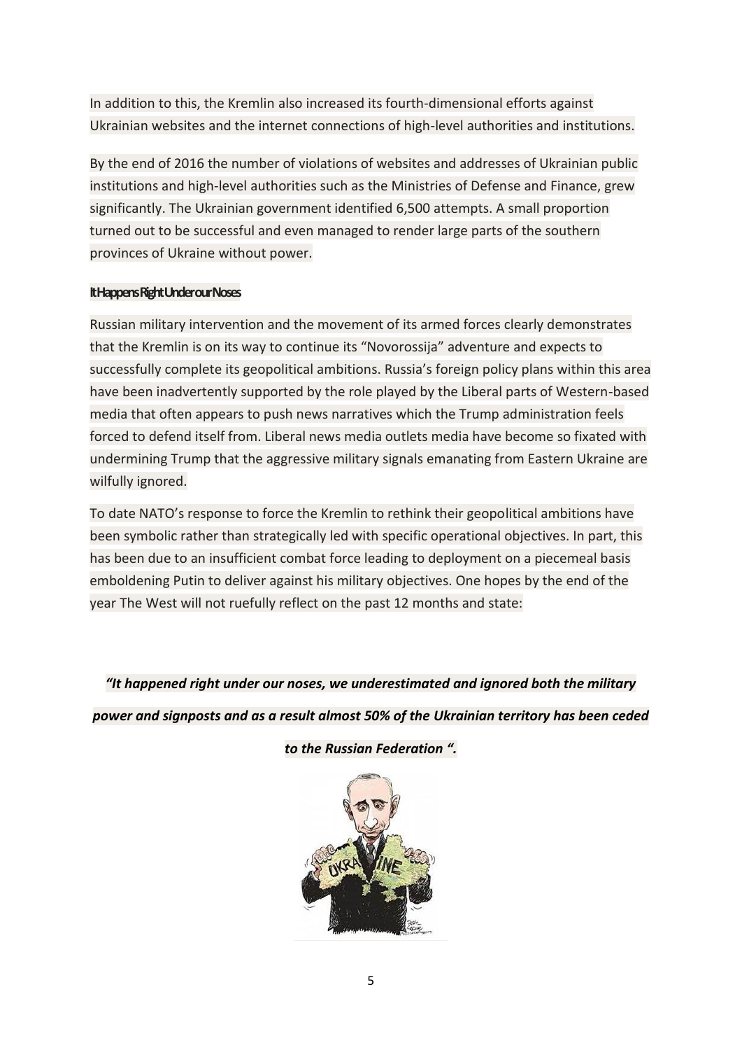In addition to this, the Kremlin also increased its fourth-dimensional efforts against Ukrainian websites and the internet connections of high-level authorities and institutions.

By the end of 2016 the number of violations of websites and addresses of Ukrainian public institutions and high-level authorities such as the Ministries of Defense and Finance, grew significantly. The Ukrainian government identified 6,500 attempts. A small proportion turned out to be successful and even managed to render large parts of the southern provinces of Ukraine without power.

#### It Happens Right Under our Noses

Russian military intervention and the movement of its armed forces clearly demonstrates that the Kremlin is on its way to continue its "Novorossija" adventure and expects to successfully complete its geopolitical ambitions. Russia's foreign policy plans within this area have been inadvertently supported by the role played by the Liberal parts of Western-based media that often appears to push news narratives which the Trump administration feels forced to defend itself from. Liberal news media outlets media have become so fixated with undermining Trump that the aggressive military signals emanating from Eastern Ukraine are wilfully ignored.

To date NATO's response to force the Kremlin to rethink their geopolitical ambitions have been symbolic rather than strategically led with specific operational objectives. In part, this has been due to an insufficient combat force leading to deployment on a piecemeal basis emboldening Putin to deliver against his military objectives. One hopes by the end of the year The West will not ruefully reflect on the past 12 months and state:

***"It happened right under our noses, we underestimated and ignored both the military power and signposts and as a result almost 50% of the Ukrainian territory has been ceded to the Russian Federation ".***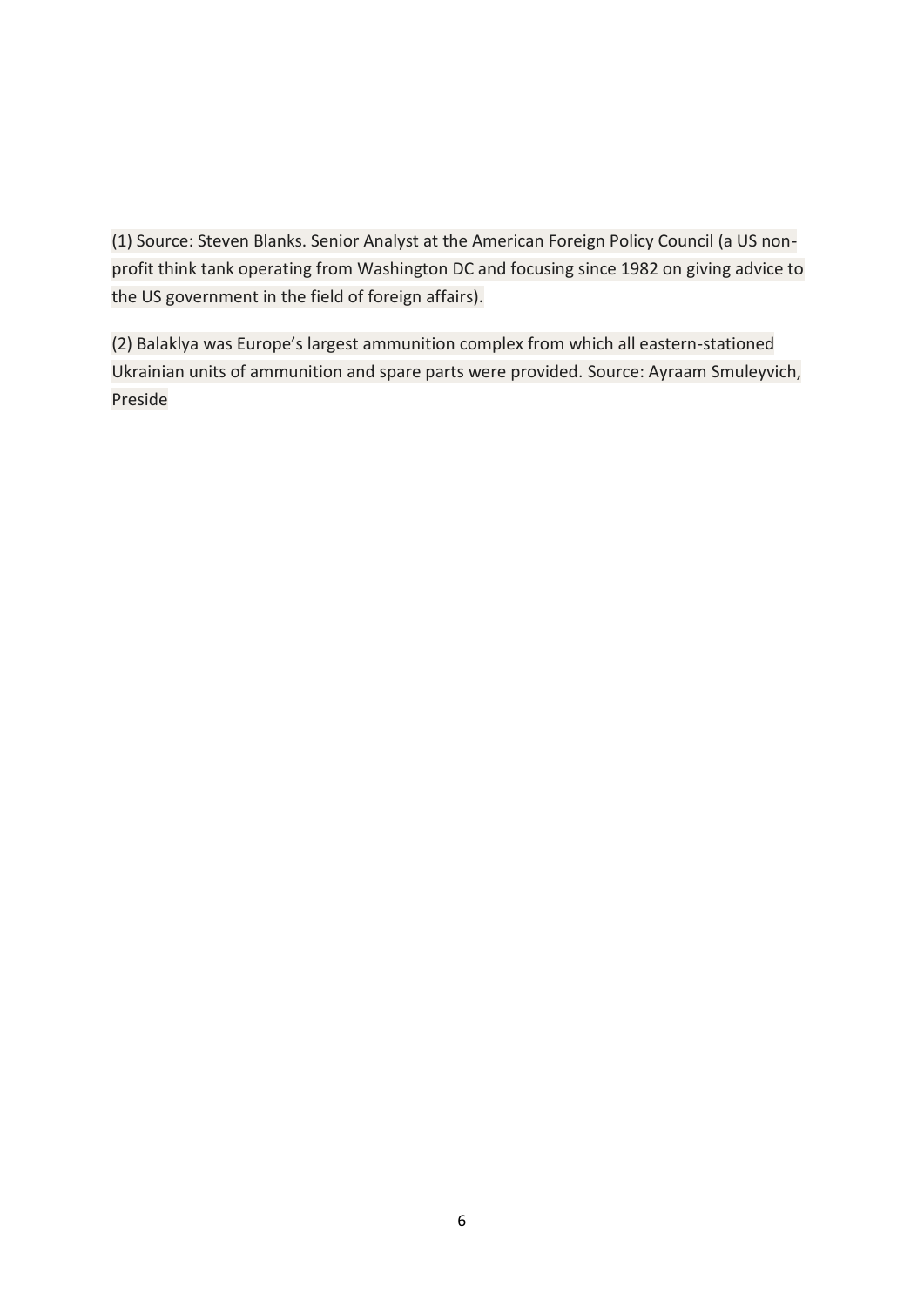(1) Source: Steven Blanks. Senior Analyst at the American Foreign Policy Council (a US non-profit think tank operating from Washington DC and focusing since 1982 on giving advice to the US government in the field of foreign affairs).

(2) Balaklya was Europe's largest ammunition complex from which all eastern-stationed Ukrainian units of ammunition and spare parts were provided. Source: Ayraam Smuleyvich, Preside